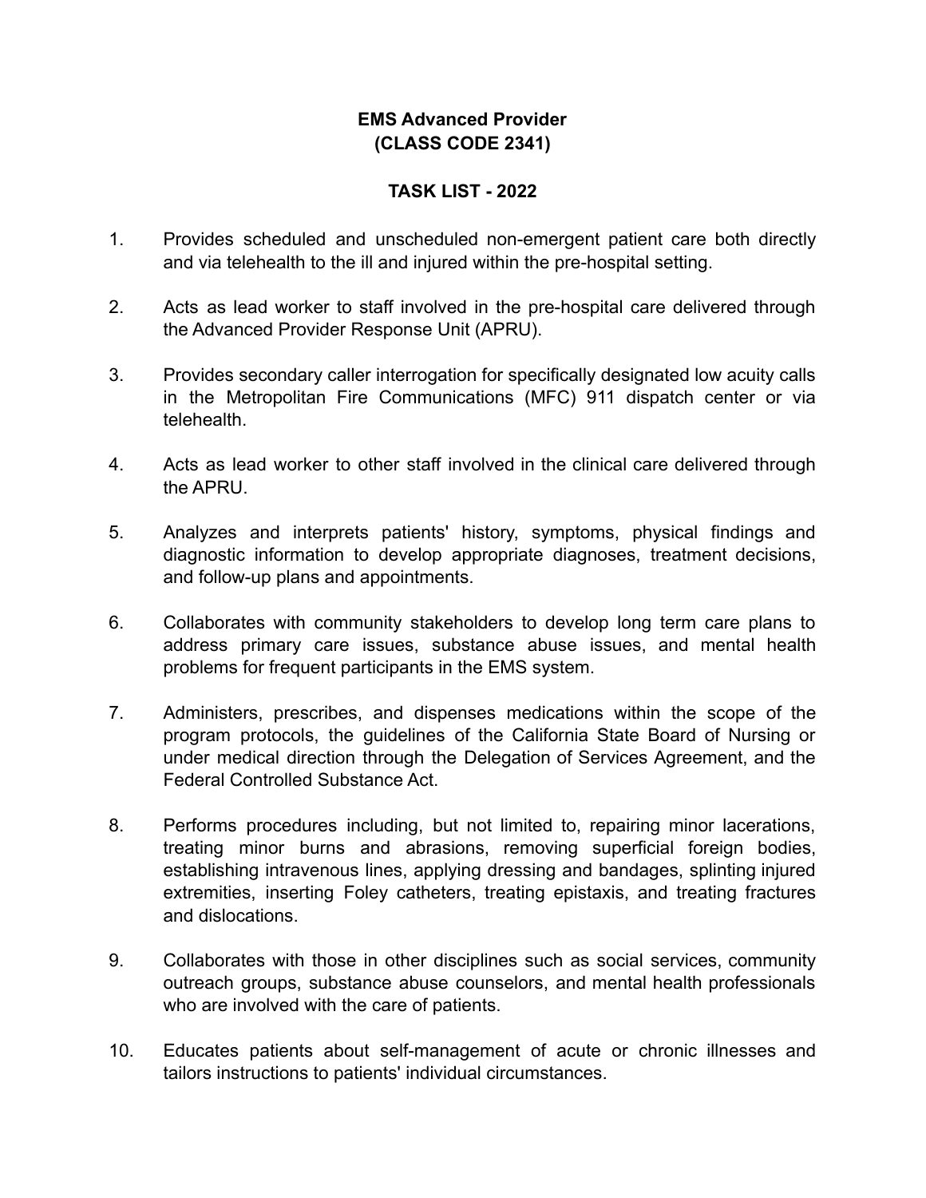# EMS Advanced Provider
# (CLASS CODE 2341)

## TASK LIST - 2022

1. Provides scheduled and unscheduled non-emergent patient care both directly and via telehealth to the ill and injured within the pre-hospital setting.

2. Acts as lead worker to staff involved in the pre-hospital care delivered through the Advanced Provider Response Unit (APRU).

3. Provides secondary caller interrogation for specifically designated low acuity calls in the Metropolitan Fire Communications (MFC) 911 dispatch center or via telehealth.

4. Acts as lead worker to other staff involved in the clinical care delivered through the APRU.

5. Analyzes and interprets patients' history, symptoms, physical findings and diagnostic information to develop appropriate diagnoses, treatment decisions, and follow-up plans and appointments.

6. Collaborates with community stakeholders to develop long term care plans to address primary care issues, substance abuse issues, and mental health problems for frequent participants in the EMS system.

7. Administers, prescribes, and dispenses medications within the scope of the program protocols, the guidelines of the California State Board of Nursing or under medical direction through the Delegation of Services Agreement, and the Federal Controlled Substance Act.

8. Performs procedures including, but not limited to, repairing minor lacerations, treating minor burns and abrasions, removing superficial foreign bodies, establishing intravenous lines, applying dressing and bandages, splinting injured extremities, inserting Foley catheters, treating epistaxis, and treating fractures and dislocations.

9. Collaborates with those in other disciplines such as social services, community outreach groups, substance abuse counselors, and mental health professionals who are involved with the care of patients.

10. Educates patients about self-management of acute or chronic illnesses and tailors instructions to patients' individual circumstances.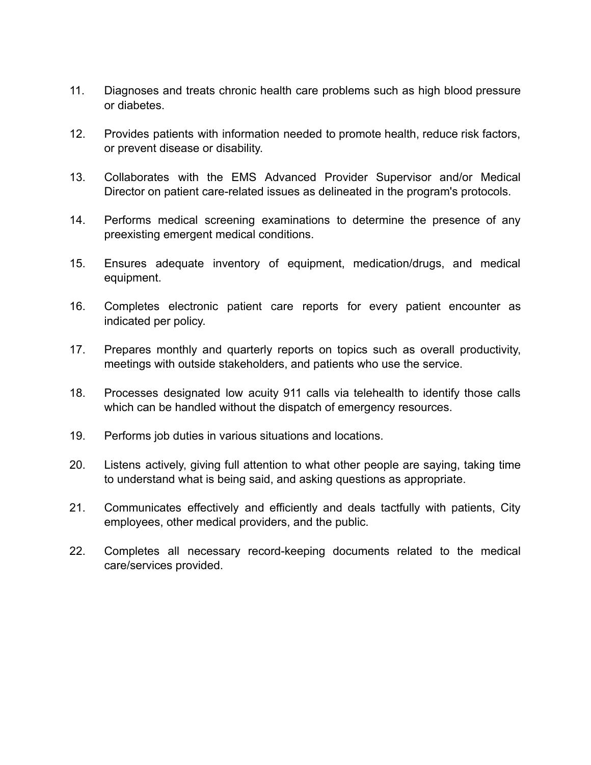11. Diagnoses and treats chronic health care problems such as high blood pressure or diabetes.

12. Provides patients with information needed to promote health, reduce risk factors, or prevent disease or disability.

13. Collaborates with the EMS Advanced Provider Supervisor and/or Medical Director on patient care-related issues as delineated in the program's protocols.

14. Performs medical screening examinations to determine the presence of any preexisting emergent medical conditions.

15. Ensures adequate inventory of equipment, medication/drugs, and medical equipment.

16. Completes electronic patient care reports for every patient encounter as indicated per policy.

17. Prepares monthly and quarterly reports on topics such as overall productivity, meetings with outside stakeholders, and patients who use the service.

18. Processes designated low acuity 911 calls via telehealth to identify those calls which can be handled without the dispatch of emergency resources.

19. Performs job duties in various situations and locations.

20. Listens actively, giving full attention to what other people are saying, taking time to understand what is being said, and asking questions as appropriate.

21. Communicates effectively and efficiently and deals tactfully with patients, City employees, other medical providers, and the public.

22. Completes all necessary record-keeping documents related to the medical care/services provided.